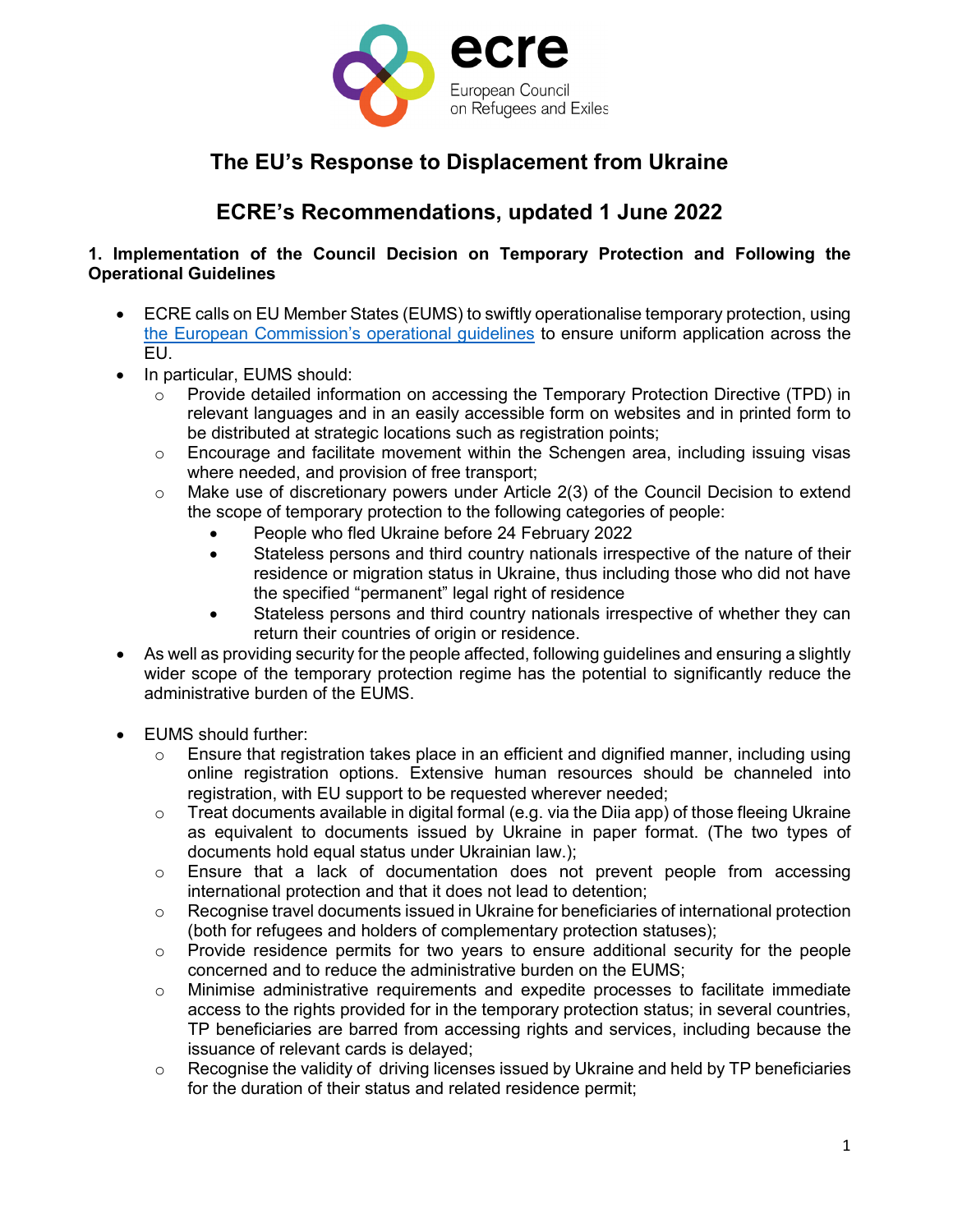# The EU's Response to Displacement from Ukraine

## ECRE's Recommendations, updated 1 June 2022

### 1. Implementation of the Council Decision on Temporary Protection and Following the Operational Guidelines

- ECRE calls on EU Member States (EUMS) to swiftly operationalise temporary protection, using [the European Commission's operational guidelines](#) to ensure uniform application across the EU.
- In particular, EUMS should:
  - Provide detailed information on accessing the Temporary Protection Directive (TPD) in relevant languages and in an easily accessible form on websites and in printed form to be distributed at strategic locations such as registration points;
  - Encourage and facilitate movement within the Schengen area, including issuing visas where needed, and provision of free transport;
  - Make use of discretionary powers under Article 2(3) of the Council Decision to extend the scope of temporary protection to the following categories of people:
    - People who fled Ukraine before 24 February 2022
    - Stateless persons and third country nationals irrespective of the nature of their residence or migration status in Ukraine, thus including those who did not have the specified "permanent" legal right of residence
    - Stateless persons and third country nationals irrespective of whether they can return their countries of origin or residence.
- As well as providing security for the people affected, following guidelines and ensuring a slightly wider scope of the temporary protection regime has the potential to significantly reduce the administrative burden of the EUMS.
- EUMS should further:
  - Ensure that registration takes place in an efficient and dignified manner, including using online registration options. Extensive human resources should be channeled into registration, with EU support to be requested wherever needed;
  - Treat documents available in digital formal (e.g. via the Diia app) of those fleeing Ukraine as equivalent to documents issued by Ukraine in paper format. (The two types of documents hold equal status under Ukrainian law.);
  - Ensure that a lack of documentation does not prevent people from accessing international protection and that it does not lead to detention;
  - Recognise travel documents issued in Ukraine for beneficiaries of international protection (both for refugees and holders of complementary protection statuses);
  - Provide residence permits for two years to ensure additional security for the people concerned and to reduce the administrative burden on the EUMS;
  - Minimise administrative requirements and expedite processes to facilitate immediate access to the rights provided for in the temporary protection status; in several countries, TP beneficiaries are barred from accessing rights and services, including because the issuance of relevant cards is delayed;
  - Recognise the validity of driving licenses issued by Ukraine and held by TP beneficiaries for the duration of their status and related residence permit;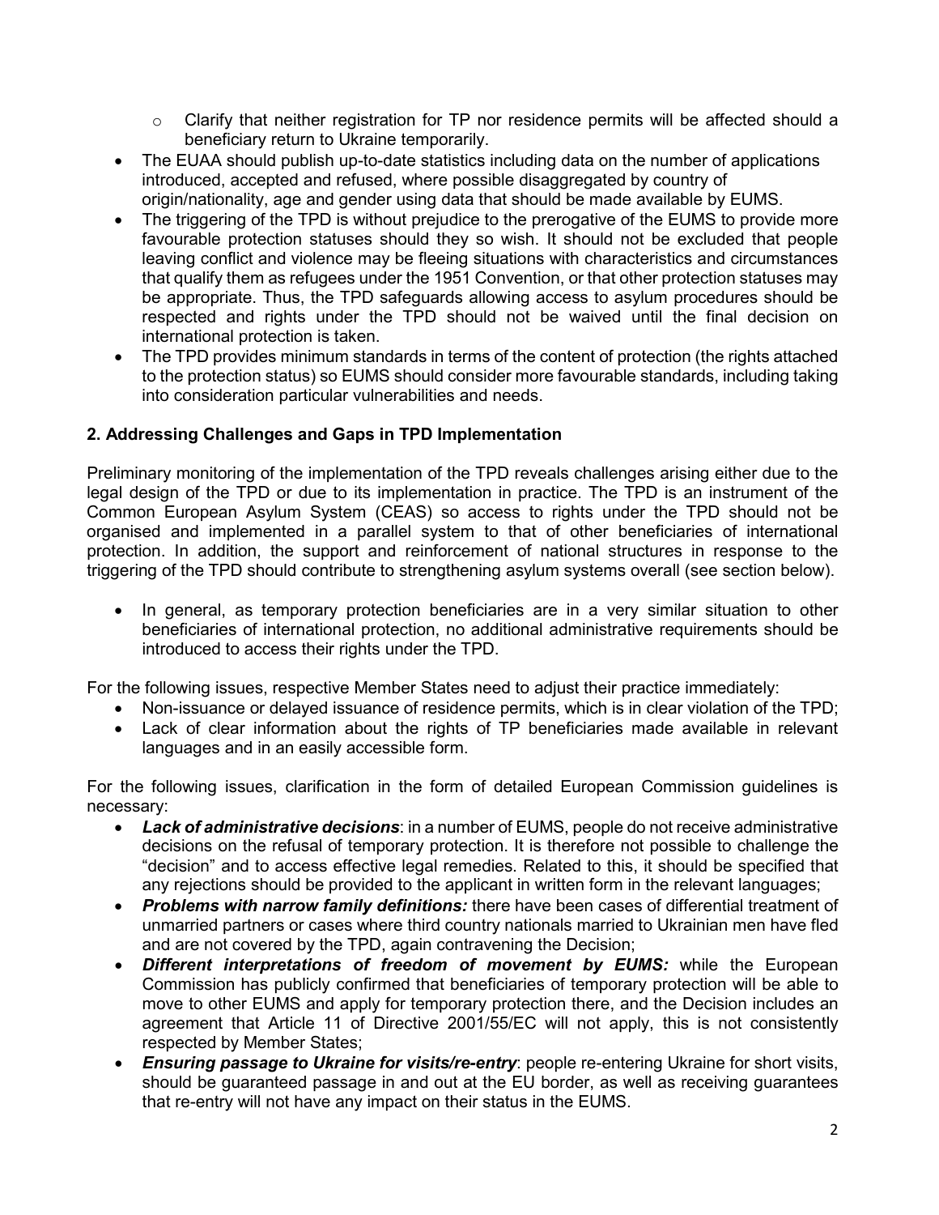- Clarify that neither registration for TP nor residence permits will be affected should a beneficiary return to Ukraine temporarily.
- The EUAA should publish up-to-date statistics including data on the number of applications introduced, accepted and refused, where possible disaggregated by country of origin/nationality, age and gender using data that should be made available by EUMS.
- The triggering of the TPD is without prejudice to the prerogative of the EUMS to provide more favourable protection statuses should they so wish. It should not be excluded that people leaving conflict and violence may be fleeing situations with characteristics and circumstances that qualify them as refugees under the 1951 Convention, or that other protection statuses may be appropriate. Thus, the TPD safeguards allowing access to asylum procedures should be respected and rights under the TPD should not be waived until the final decision on international protection is taken.
- The TPD provides minimum standards in terms of the content of protection (the rights attached to the protection status) so EUMS should consider more favourable standards, including taking into consideration particular vulnerabilities and needs.

## 2. Addressing Challenges and Gaps in TPD Implementation

Preliminary monitoring of the implementation of the TPD reveals challenges arising either due to the legal design of the TPD or due to its implementation in practice. The TPD is an instrument of the Common European Asylum System (CEAS) so access to rights under the TPD should not be organised and implemented in a parallel system to that of other beneficiaries of international protection. In addition, the support and reinforcement of national structures in response to the triggering of the TPD should contribute to strengthening asylum systems overall (see section below).

- In general, as temporary protection beneficiaries are in a very similar situation to other beneficiaries of international protection, no additional administrative requirements should be introduced to access their rights under the TPD.

For the following issues, respective Member States need to adjust their practice immediately:

- Non-issuance or delayed issuance of residence permits, which is in clear violation of the TPD;
- Lack of clear information about the rights of TP beneficiaries made available in relevant languages and in an easily accessible form.

For the following issues, clarification in the form of detailed European Commission guidelines is necessary:

- ***Lack of administrative decisions***: in a number of EUMS, people do not receive administrative decisions on the refusal of temporary protection. It is therefore not possible to challenge the "decision" and to access effective legal remedies. Related to this, it should be specified that any rejections should be provided to the applicant in written form in the relevant languages;
- ***Problems with narrow family definitions:*** there have been cases of differential treatment of unmarried partners or cases where third country nationals married to Ukrainian men have fled and are not covered by the TPD, again contravening the Decision;
- ***Different interpretations of freedom of movement by EUMS:*** while the European Commission has publicly confirmed that beneficiaries of temporary protection will be able to move to other EUMS and apply for temporary protection there, and the Decision includes an agreement that Article 11 of Directive 2001/55/EC will not apply, this is not consistently respected by Member States;
- ***Ensuring passage to Ukraine for visits/re-entry***: people re-entering Ukraine for short visits, should be guaranteed passage in and out at the EU border, as well as receiving guarantees that re-entry will not have any impact on their status in the EUMS.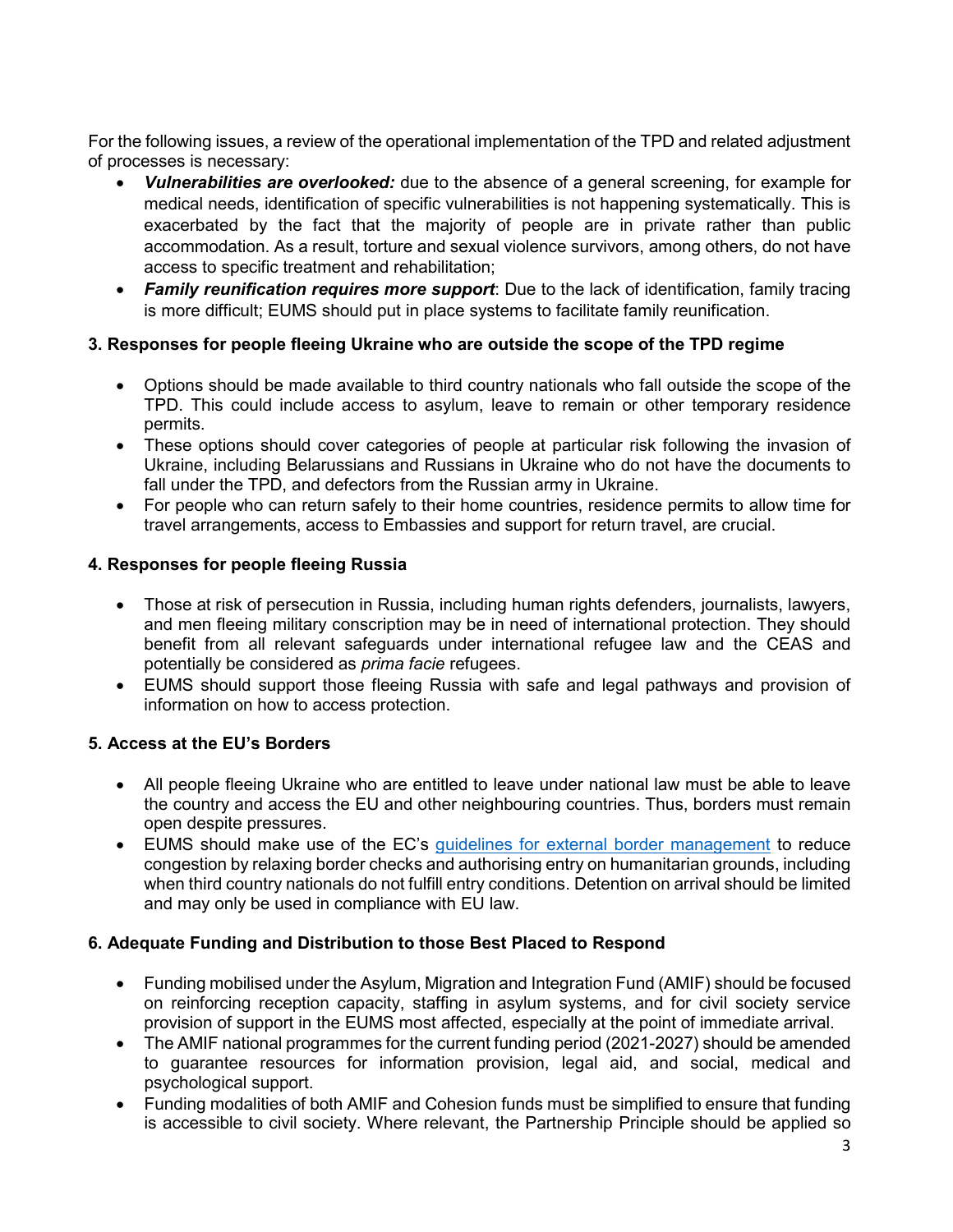For the following issues, a review of the operational implementation of the TPD and related adjustment of processes is necessary:

- ***Vulnerabilities are overlooked:*** due to the absence of a general screening, for example for medical needs, identification of specific vulnerabilities is not happening systematically. This is exacerbated by the fact that the majority of people are in private rather than public accommodation. As a result, torture and sexual violence survivors, among others, do not have access to specific treatment and rehabilitation;
- ***Family reunification requires more support***: Due to the lack of identification, family tracing is more difficult; EUMS should put in place systems to facilitate family reunification.

### 3. Responses for people fleeing Ukraine who are outside the scope of the TPD regime

- Options should be made available to third country nationals who fall outside the scope of the TPD. This could include access to asylum, leave to remain or other temporary residence permits.
- These options should cover categories of people at particular risk following the invasion of Ukraine, including Belarussians and Russians in Ukraine who do not have the documents to fall under the TPD, and defectors from the Russian army in Ukraine.
- For people who can return safely to their home countries, residence permits to allow time for travel arrangements, access to Embassies and support for return travel, are crucial.

### 4. Responses for people fleeing Russia

- Those at risk of persecution in Russia, including human rights defenders, journalists, lawyers, and men fleeing military conscription may be in need of international protection. They should benefit from all relevant safeguards under international refugee law and the CEAS and potentially be considered as *prima facie* refugees.
- EUMS should support those fleeing Russia with safe and legal pathways and provision of information on how to access protection.

### 5. Access at the EU's Borders

- All people fleeing Ukraine who are entitled to leave under national law must be able to leave the country and access the EU and other neighbouring countries. Thus, borders must remain open despite pressures.
- EUMS should make use of the EC's guidelines for external border management to reduce congestion by relaxing border checks and authorising entry on humanitarian grounds, including when third country nationals do not fulfill entry conditions. Detention on arrival should be limited and may only be used in compliance with EU law.

### 6. Adequate Funding and Distribution to those Best Placed to Respond

- Funding mobilised under the Asylum, Migration and Integration Fund (AMIF) should be focused on reinforcing reception capacity, staffing in asylum systems, and for civil society service provision of support in the EUMS most affected, especially at the point of immediate arrival.
- The AMIF national programmes for the current funding period (2021-2027) should be amended to guarantee resources for information provision, legal aid, and social, medical and psychological support.
- Funding modalities of both AMIF and Cohesion funds must be simplified to ensure that funding is accessible to civil society. Where relevant, the Partnership Principle should be applied so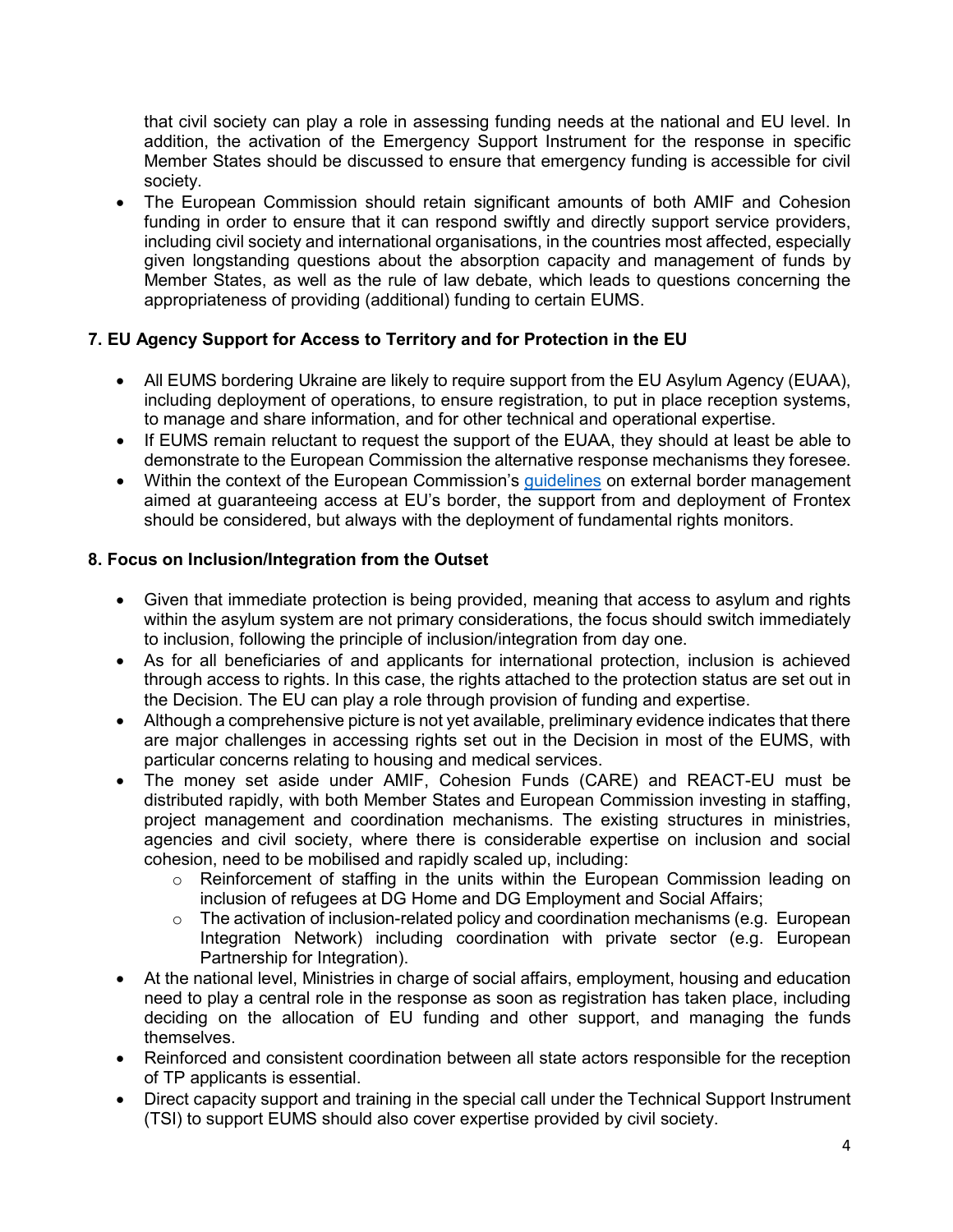that civil society can play a role in assessing funding needs at the national and EU level. In addition, the activation of the Emergency Support Instrument for the response in specific Member States should be discussed to ensure that emergency funding is accessible for civil society.

- The European Commission should retain significant amounts of both AMIF and Cohesion funding in order to ensure that it can respond swiftly and directly support service providers, including civil society and international organisations, in the countries most affected, especially given longstanding questions about the absorption capacity and management of funds by Member States, as well as the rule of law debate, which leads to questions concerning the appropriateness of providing (additional) funding to certain EUMS.

### 7. EU Agency Support for Access to Territory and for Protection in the EU

- All EUMS bordering Ukraine are likely to require support from the EU Asylum Agency (EUAA), including deployment of operations, to ensure registration, to put in place reception systems, to manage and share information, and for other technical and operational expertise.
- If EUMS remain reluctant to request the support of the EUAA, they should at least be able to demonstrate to the European Commission the alternative response mechanisms they foresee.
- Within the context of the European Commission's guidelines on external border management aimed at guaranteeing access at EU's border, the support from and deployment of Frontex should be considered, but always with the deployment of fundamental rights monitors.

### 8. Focus on Inclusion/Integration from the Outset

- Given that immediate protection is being provided, meaning that access to asylum and rights within the asylum system are not primary considerations, the focus should switch immediately to inclusion, following the principle of inclusion/integration from day one.
- As for all beneficiaries of and applicants for international protection, inclusion is achieved through access to rights. In this case, the rights attached to the protection status are set out in the Decision. The EU can play a role through provision of funding and expertise.
- Although a comprehensive picture is not yet available, preliminary evidence indicates that there are major challenges in accessing rights set out in the Decision in most of the EUMS, with particular concerns relating to housing and medical services.
- The money set aside under AMIF, Cohesion Funds (CARE) and REACT-EU must be distributed rapidly, with both Member States and European Commission investing in staffing, project management and coordination mechanisms. The existing structures in ministries, agencies and civil society, where there is considerable expertise on inclusion and social cohesion, need to be mobilised and rapidly scaled up, including:
  - Reinforcement of staffing in the units within the European Commission leading on inclusion of refugees at DG Home and DG Employment and Social Affairs;
  - The activation of inclusion-related policy and coordination mechanisms (e.g. European Integration Network) including coordination with private sector (e.g. European Partnership for Integration).
- At the national level, Ministries in charge of social affairs, employment, housing and education need to play a central role in the response as soon as registration has taken place, including deciding on the allocation of EU funding and other support, and managing the funds themselves.
- Reinforced and consistent coordination between all state actors responsible for the reception of TP applicants is essential.
- Direct capacity support and training in the special call under the Technical Support Instrument (TSI) to support EUMS should also cover expertise provided by civil society.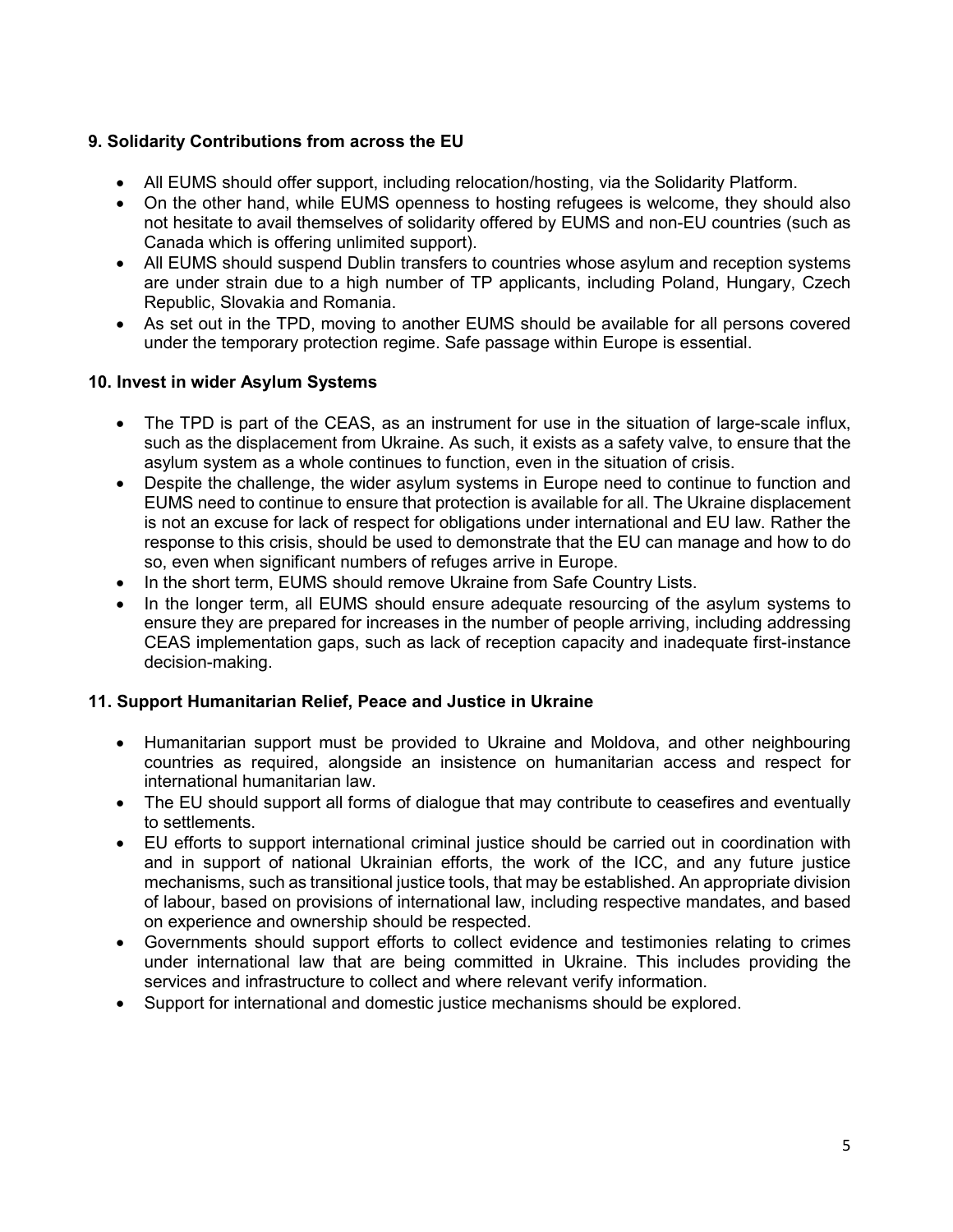**9. Solidarity Contributions from across the EU**

- All EUMS should offer support, including relocation/hosting, via the Solidarity Platform.
- On the other hand, while EUMS openness to hosting refugees is welcome, they should also not hesitate to avail themselves of solidarity offered by EUMS and non-EU countries (such as Canada which is offering unlimited support).
- All EUMS should suspend Dublin transfers to countries whose asylum and reception systems are under strain due to a high number of TP applicants, including Poland, Hungary, Czech Republic, Slovakia and Romania.
- As set out in the TPD, moving to another EUMS should be available for all persons covered under the temporary protection regime. Safe passage within Europe is essential.

**10. Invest in wider Asylum Systems**

- The TPD is part of the CEAS, as an instrument for use in the situation of large-scale influx, such as the displacement from Ukraine. As such, it exists as a safety valve, to ensure that the asylum system as a whole continues to function, even in the situation of crisis.
- Despite the challenge, the wider asylum systems in Europe need to continue to function and EUMS need to continue to ensure that protection is available for all. The Ukraine displacement is not an excuse for lack of respect for obligations under international and EU law. Rather the response to this crisis, should be used to demonstrate that the EU can manage and how to do so, even when significant numbers of refuges arrive in Europe.
- In the short term, EUMS should remove Ukraine from Safe Country Lists.
- In the longer term, all EUMS should ensure adequate resourcing of the asylum systems to ensure they are prepared for increases in the number of people arriving, including addressing CEAS implementation gaps, such as lack of reception capacity and inadequate first-instance decision-making.

**11. Support Humanitarian Relief, Peace and Justice in Ukraine**

- Humanitarian support must be provided to Ukraine and Moldova, and other neighbouring countries as required, alongside an insistence on humanitarian access and respect for international humanitarian law.
- The EU should support all forms of dialogue that may contribute to ceasefires and eventually to settlements.
- EU efforts to support international criminal justice should be carried out in coordination with and in support of national Ukrainian efforts, the work of the ICC, and any future justice mechanisms, such as transitional justice tools, that may be established. An appropriate division of labour, based on provisions of international law, including respective mandates, and based on experience and ownership should be respected.
- Governments should support efforts to collect evidence and testimonies relating to crimes under international law that are being committed in Ukraine. This includes providing the services and infrastructure to collect and where relevant verify information.
- Support for international and domestic justice mechanisms should be explored.